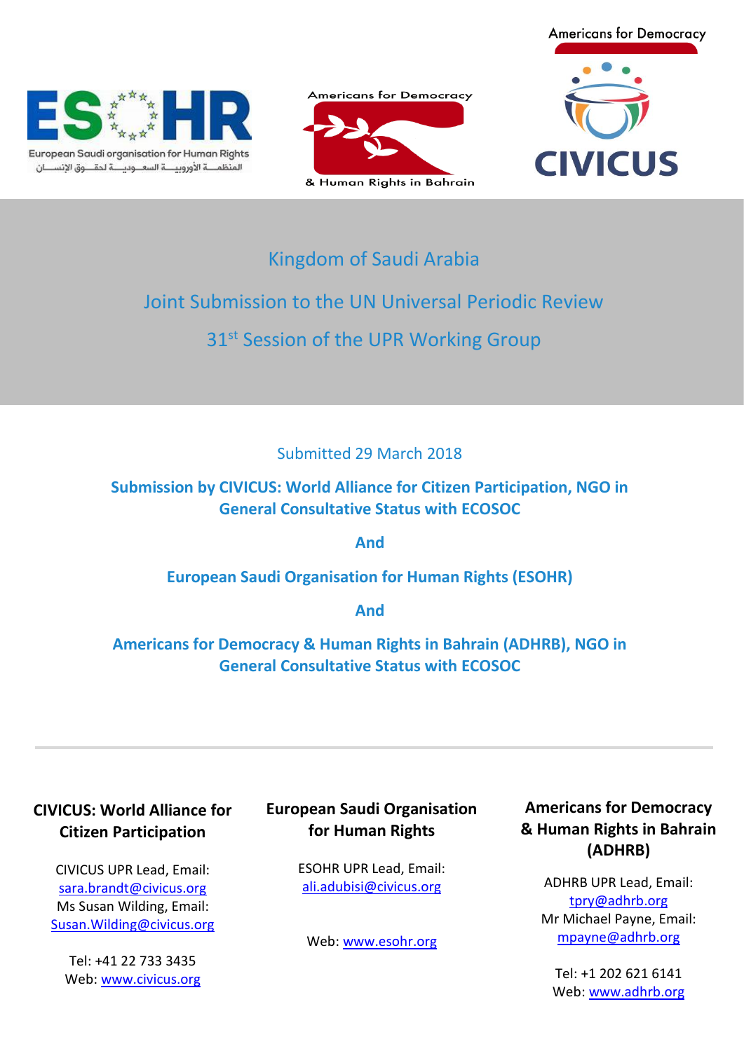Americans for Democracy

European Saudi organisation for Human Rights
المنظمة الأوروبية السعودية لحقوق الإنسان

Americans for Democracy & Human Rights in Bahrain

CIVICUS

# Kingdom of Saudi Arabia

## Joint Submission to the UN Universal Periodic Review

## 31st Session of the UPR Working Group

Submitted 29 March 2018

**Submission by CIVICUS: World Alliance for Citizen Participation, NGO in General Consultative Status with ECOSOC**

**And**

**European Saudi Organisation for Human Rights (ESOHR)**

**And**

**Americans for Democracy & Human Rights in Bahrain (ADHRB), NGO in General Consultative Status with ECOSOC**

---

**CIVICUS: World Alliance for Citizen Participation**

CIVICUS UPR Lead, Email: sara.brandt@civicus.org
Ms Susan Wilding, Email: Susan.Wilding@civicus.org

Tel: +41 22 733 3435
Web: www.civicus.org

**European Saudi Organisation for Human Rights**

ESOHR UPR Lead, Email: ali.adubisi@civicus.org

Web: www.esohr.org

**Americans for Democracy & Human Rights in Bahrain (ADHRB)**

ADHRB UPR Lead, Email: tpry@adhrb.org
Mr Michael Payne, Email: mpayne@adhrb.org

Tel: +1 202 621 6141
Web: www.adhrb.org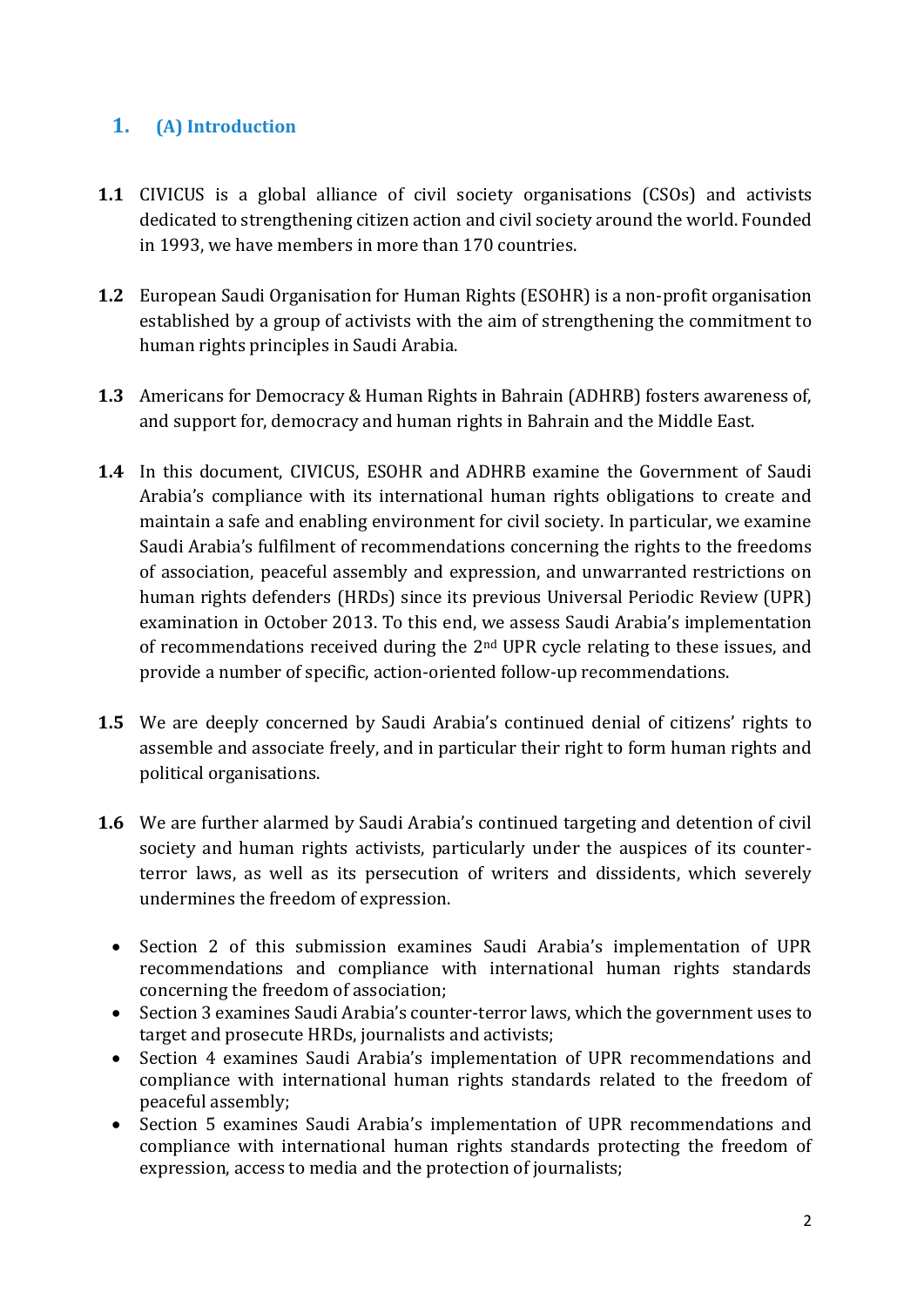## 1. (A) Introduction

**1.1** CIVICUS is a global alliance of civil society organisations (CSOs) and activists dedicated to strengthening citizen action and civil society around the world. Founded in 1993, we have members in more than 170 countries.

**1.2** European Saudi Organisation for Human Rights (ESOHR) is a non-profit organisation established by a group of activists with the aim of strengthening the commitment to human rights principles in Saudi Arabia.

**1.3** Americans for Democracy & Human Rights in Bahrain (ADHRB) fosters awareness of, and support for, democracy and human rights in Bahrain and the Middle East.

**1.4** In this document, CIVICUS, ESOHR and ADHRB examine the Government of Saudi Arabia's compliance with its international human rights obligations to create and maintain a safe and enabling environment for civil society. In particular, we examine Saudi Arabia's fulfilment of recommendations concerning the rights to the freedoms of association, peaceful assembly and expression, and unwarranted restrictions on human rights defenders (HRDs) since its previous Universal Periodic Review (UPR) examination in October 2013. To this end, we assess Saudi Arabia's implementation of recommendations received during the 2nd UPR cycle relating to these issues, and provide a number of specific, action-oriented follow-up recommendations.

**1.5** We are deeply concerned by Saudi Arabia's continued denial of citizens' rights to assemble and associate freely, and in particular their right to form human rights and political organisations.

**1.6** We are further alarmed by Saudi Arabia's continued targeting and detention of civil society and human rights activists, particularly under the auspices of its counter-terror laws, as well as its persecution of writers and dissidents, which severely undermines the freedom of expression.

- Section 2 of this submission examines Saudi Arabia's implementation of UPR recommendations and compliance with international human rights standards concerning the freedom of association;
- Section 3 examines Saudi Arabia's counter-terror laws, which the government uses to target and prosecute HRDs, journalists and activists;
- Section 4 examines Saudi Arabia's implementation of UPR recommendations and compliance with international human rights standards related to the freedom of peaceful assembly;
- Section 5 examines Saudi Arabia's implementation of UPR recommendations and compliance with international human rights standards protecting the freedom of expression, access to media and the protection of journalists;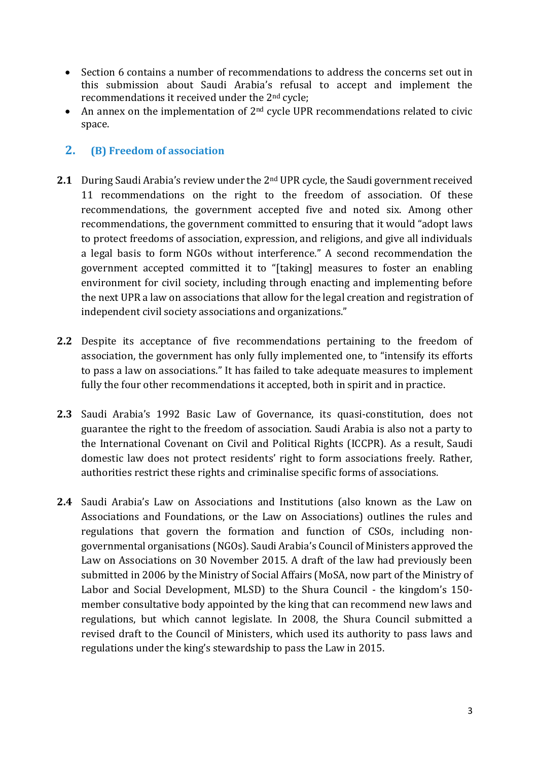- Section 6 contains a number of recommendations to address the concerns set out in this submission about Saudi Arabia's refusal to accept and implement the recommendations it received under the 2nd cycle;
- An annex on the implementation of 2nd cycle UPR recommendations related to civic space.

## 2. (B) Freedom of association

**2.1** During Saudi Arabia's review under the 2nd UPR cycle, the Saudi government received 11 recommendations on the right to the freedom of association. Of these recommendations, the government accepted five and noted six. Among other recommendations, the government committed to ensuring that it would "adopt laws to protect freedoms of association, expression, and religions, and give all individuals a legal basis to form NGOs without interference." A second recommendation the government accepted committed it to "[taking] measures to foster an enabling environment for civil society, including through enacting and implementing before the next UPR a law on associations that allow for the legal creation and registration of independent civil society associations and organizations."

**2.2** Despite its acceptance of five recommendations pertaining to the freedom of association, the government has only fully implemented one, to "intensify its efforts to pass a law on associations." It has failed to take adequate measures to implement fully the four other recommendations it accepted, both in spirit and in practice.

**2.3** Saudi Arabia's 1992 Basic Law of Governance, its quasi-constitution, does not guarantee the right to the freedom of association. Saudi Arabia is also not a party to the International Covenant on Civil and Political Rights (ICCPR). As a result, Saudi domestic law does not protect residents' right to form associations freely. Rather, authorities restrict these rights and criminalise specific forms of associations.

**2.4** Saudi Arabia's Law on Associations and Institutions (also known as the Law on Associations and Foundations, or the Law on Associations) outlines the rules and regulations that govern the formation and function of CSOs, including non-governmental organisations (NGOs). Saudi Arabia's Council of Ministers approved the Law on Associations on 30 November 2015. A draft of the law had previously been submitted in 2006 by the Ministry of Social Affairs (MoSA, now part of the Ministry of Labor and Social Development, MLSD) to the Shura Council - the kingdom's 150-member consultative body appointed by the king that can recommend new laws and regulations, but which cannot legislate. In 2008, the Shura Council submitted a revised draft to the Council of Ministers, which used its authority to pass laws and regulations under the king's stewardship to pass the Law in 2015.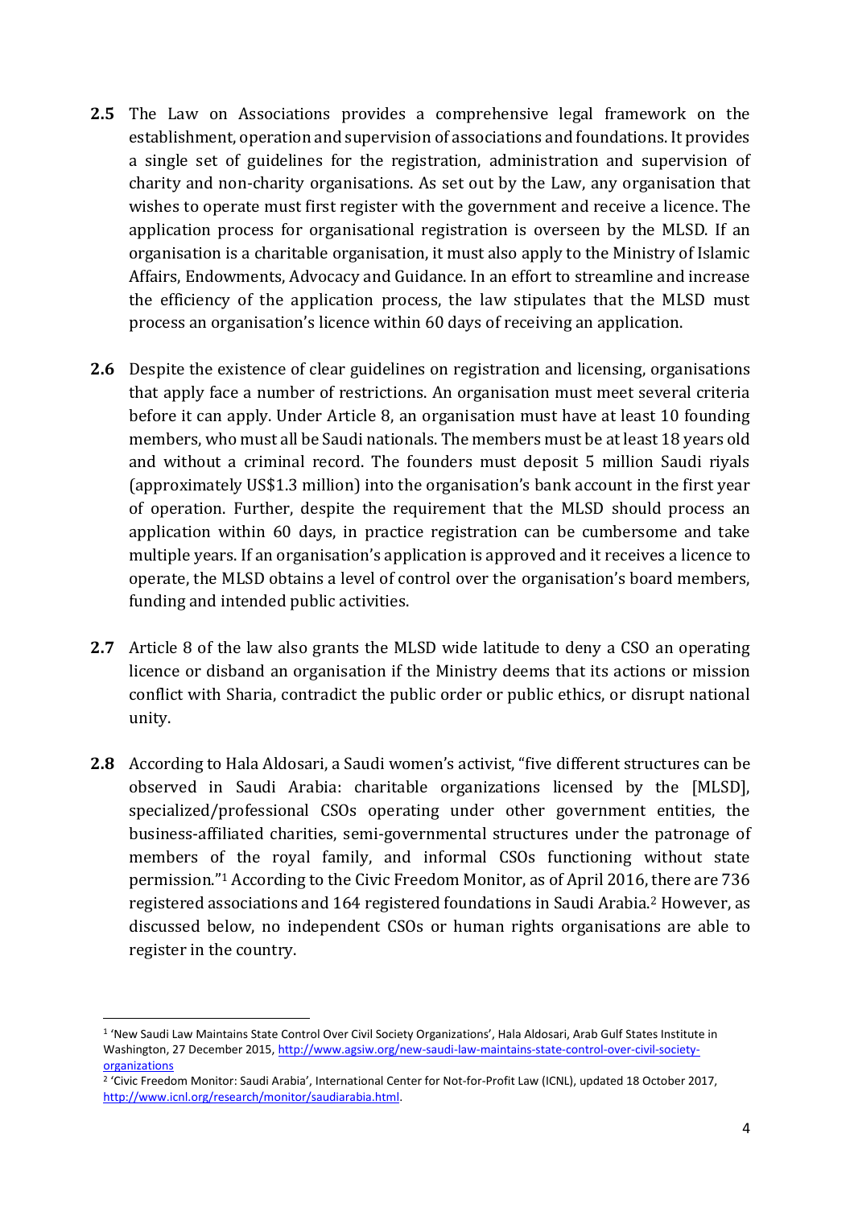**2.5** The Law on Associations provides a comprehensive legal framework on the establishment, operation and supervision of associations and foundations. It provides a single set of guidelines for the registration, administration and supervision of charity and non-charity organisations. As set out by the Law, any organisation that wishes to operate must first register with the government and receive a licence. The application process for organisational registration is overseen by the MLSD. If an organisation is a charitable organisation, it must also apply to the Ministry of Islamic Affairs, Endowments, Advocacy and Guidance. In an effort to streamline and increase the efficiency of the application process, the law stipulates that the MLSD must process an organisation's licence within 60 days of receiving an application.

**2.6** Despite the existence of clear guidelines on registration and licensing, organisations that apply face a number of restrictions. An organisation must meet several criteria before it can apply. Under Article 8, an organisation must have at least 10 founding members, who must all be Saudi nationals. The members must be at least 18 years old and without a criminal record. The founders must deposit 5 million Saudi riyals (approximately US$1.3 million) into the organisation's bank account in the first year of operation. Further, despite the requirement that the MLSD should process an application within 60 days, in practice registration can be cumbersome and take multiple years. If an organisation's application is approved and it receives a licence to operate, the MLSD obtains a level of control over the organisation's board members, funding and intended public activities.

**2.7** Article 8 of the law also grants the MLSD wide latitude to deny a CSO an operating licence or disband an organisation if the Ministry deems that its actions or mission conflict with Sharia, contradict the public order or public ethics, or disrupt national unity.

**2.8** According to Hala Aldosari, a Saudi women's activist, "five different structures can be observed in Saudi Arabia: charitable organizations licensed by the [MLSD], specialized/professional CSOs operating under other government entities, the business-affiliated charities, semi-governmental structures under the patronage of members of the royal family, and informal CSOs functioning without state permission."[1] According to the Civic Freedom Monitor, as of April 2016, there are 736 registered associations and 164 registered foundations in Saudi Arabia.[2] However, as discussed below, no independent CSOs or human rights organisations are able to register in the country.

---

[1] 'New Saudi Law Maintains State Control Over Civil Society Organizations', Hala Aldosari, Arab Gulf States Institute in Washington, 27 December 2015, http://www.agsiw.org/new-saudi-law-maintains-state-control-over-civil-society-organizations

[2] 'Civic Freedom Monitor: Saudi Arabia', International Center for Not-for-Profit Law (ICNL), updated 18 October 2017, http://www.icnl.org/research/monitor/saudiarabia.html.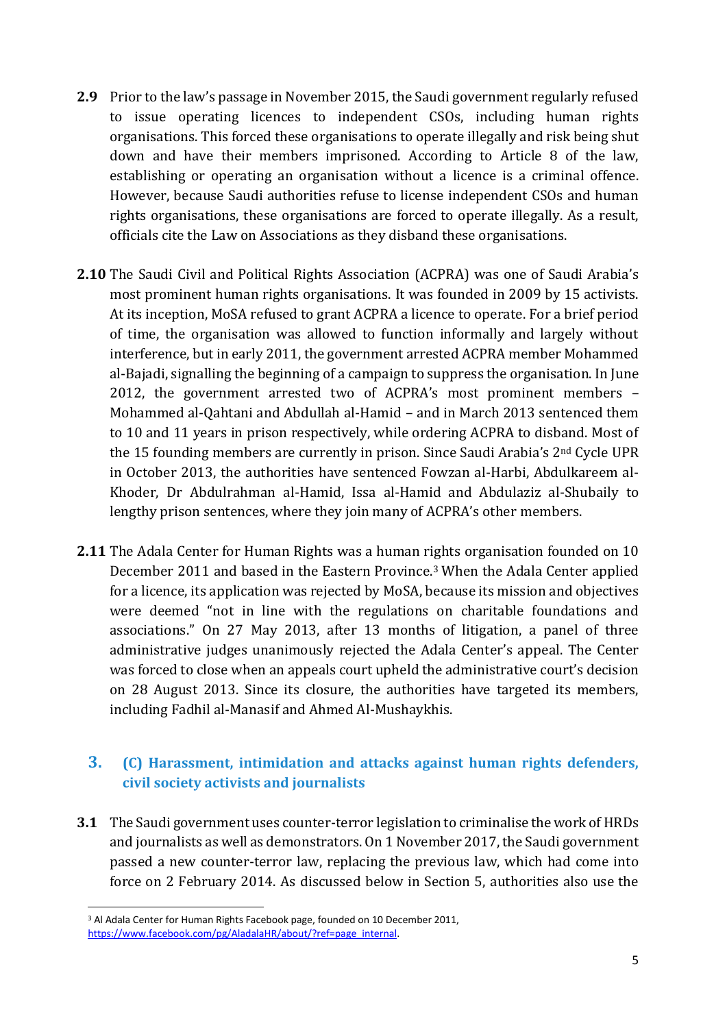**2.9** Prior to the law's passage in November 2015, the Saudi government regularly refused to issue operating licences to independent CSOs, including human rights organisations. This forced these organisations to operate illegally and risk being shut down and have their members imprisoned. According to Article 8 of the law, establishing or operating an organisation without a licence is a criminal offence. However, because Saudi authorities refuse to license independent CSOs and human rights organisations, these organisations are forced to operate illegally. As a result, officials cite the Law on Associations as they disband these organisations.

**2.10** The Saudi Civil and Political Rights Association (ACPRA) was one of Saudi Arabia's most prominent human rights organisations. It was founded in 2009 by 15 activists. At its inception, MoSA refused to grant ACPRA a licence to operate. For a brief period of time, the organisation was allowed to function informally and largely without interference, but in early 2011, the government arrested ACPRA member Mohammed al-Bajadi, signalling the beginning of a campaign to suppress the organisation. In June 2012, the government arrested two of ACPRA's most prominent members – Mohammed al-Qahtani and Abdullah al-Hamid – and in March 2013 sentenced them to 10 and 11 years in prison respectively, while ordering ACPRA to disband. Most of the 15 founding members are currently in prison. Since Saudi Arabia's 2nd Cycle UPR in October 2013, the authorities have sentenced Fowzan al-Harbi, Abdulkareem al-Khoder, Dr Abdulrahman al-Hamid, Issa al-Hamid and Abdulaziz al-Shubaily to lengthy prison sentences, where they join many of ACPRA's other members.

**2.11** The Adala Center for Human Rights was a human rights organisation founded on 10 December 2011 and based in the Eastern Province.[3] When the Adala Center applied for a licence, its application was rejected by MoSA, because its mission and objectives were deemed "not in line with the regulations on charitable foundations and associations." On 27 May 2013, after 13 months of litigation, a panel of three administrative judges unanimously rejected the Adala Center's appeal. The Center was forced to close when an appeals court upheld the administrative court's decision on 28 August 2013. Since its closure, the authorities have targeted its members, including Fadhil al-Manasif and Ahmed Al-Mushaykhis.

## 3. (C) Harassment, intimidation and attacks against human rights defenders, civil society activists and journalists

**3.1** The Saudi government uses counter-terror legislation to criminalise the work of HRDs and journalists as well as demonstrators. On 1 November 2017, the Saudi government passed a new counter-terror law, replacing the previous law, which had come into force on 2 February 2014. As discussed below in Section 5, authorities also use the

[3] Al Adala Center for Human Rights Facebook page, founded on 10 December 2011, https://www.facebook.com/pg/AladalaHR/about/?ref=page_internal.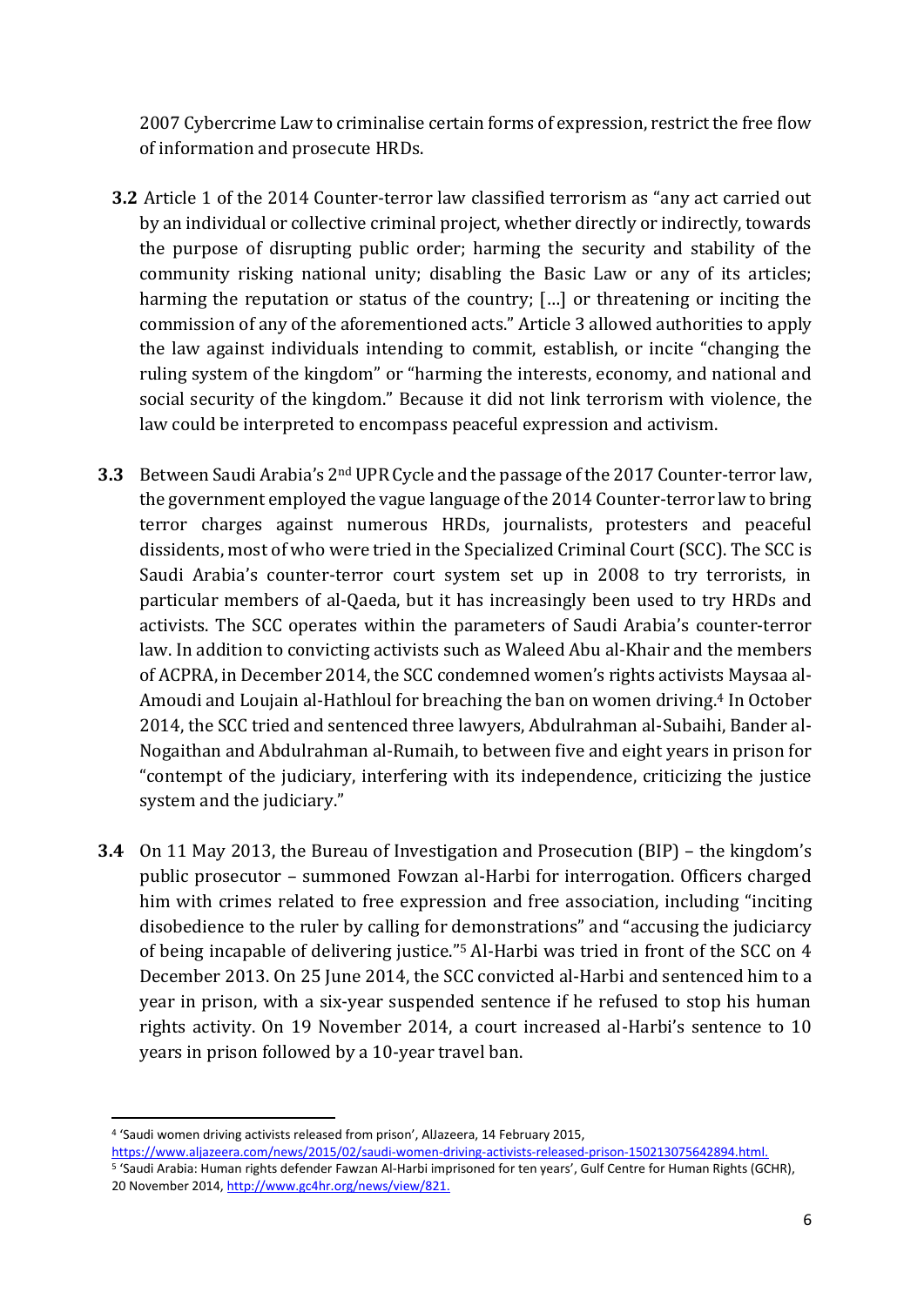2007 Cybercrime Law to criminalise certain forms of expression, restrict the free flow of information and prosecute HRDs.

**3.2** Article 1 of the 2014 Counter-terror law classified terrorism as "any act carried out by an individual or collective criminal project, whether directly or indirectly, towards the purpose of disrupting public order; harming the security and stability of the community risking national unity; disabling the Basic Law or any of its articles; harming the reputation or status of the country; […] or threatening or inciting the commission of any of the aforementioned acts." Article 3 allowed authorities to apply the law against individuals intending to commit, establish, or incite "changing the ruling system of the kingdom" or "harming the interests, economy, and national and social security of the kingdom." Because it did not link terrorism with violence, the law could be interpreted to encompass peaceful expression and activism.

**3.3** Between Saudi Arabia's 2nd UPR Cycle and the passage of the 2017 Counter-terror law, the government employed the vague language of the 2014 Counter-terror law to bring terror charges against numerous HRDs, journalists, protesters and peaceful dissidents, most of who were tried in the Specialized Criminal Court (SCC). The SCC is Saudi Arabia's counter-terror court system set up in 2008 to try terrorists, in particular members of al-Qaeda, but it has increasingly been used to try HRDs and activists. The SCC operates within the parameters of Saudi Arabia's counter-terror law. In addition to convicting activists such as Waleed Abu al-Khair and the members of ACPRA, in December 2014, the SCC condemned women's rights activists Maysaa al-Amoudi and Loujain al-Hathloul for breaching the ban on women driving.[4] In October 2014, the SCC tried and sentenced three lawyers, Abdulrahman al-Subaihi, Bander al-Nogaithan and Abdulrahman al-Rumaih, to between five and eight years in prison for "contempt of the judiciary, interfering with its independence, criticizing the justice system and the judiciary."

**3.4** On 11 May 2013, the Bureau of Investigation and Prosecution (BIP) – the kingdom's public prosecutor – summoned Fowzan al-Harbi for interrogation. Officers charged him with crimes related to free expression and free association, including "inciting disobedience to the ruler by calling for demonstrations" and "accusing the judiciarcy of being incapable of delivering justice."[5] Al-Harbi was tried in front of the SCC on 4 December 2013. On 25 June 2014, the SCC convicted al-Harbi and sentenced him to a year in prison, with a six-year suspended sentence if he refused to stop his human rights activity. On 19 November 2014, a court increased al-Harbi's sentence to 10 years in prison followed by a 10-year travel ban.

---

[4] 'Saudi women driving activists released from prison', AlJazeera, 14 February 2015, https://www.aljazeera.com/news/2015/02/saudi-women-driving-activists-released-prison-150213075642894.html.

[5] 'Saudi Arabia: Human rights defender Fawzan Al-Harbi imprisoned for ten years', Gulf Centre for Human Rights (GCHR), 20 November 2014, http://www.gc4hr.org/news/view/821.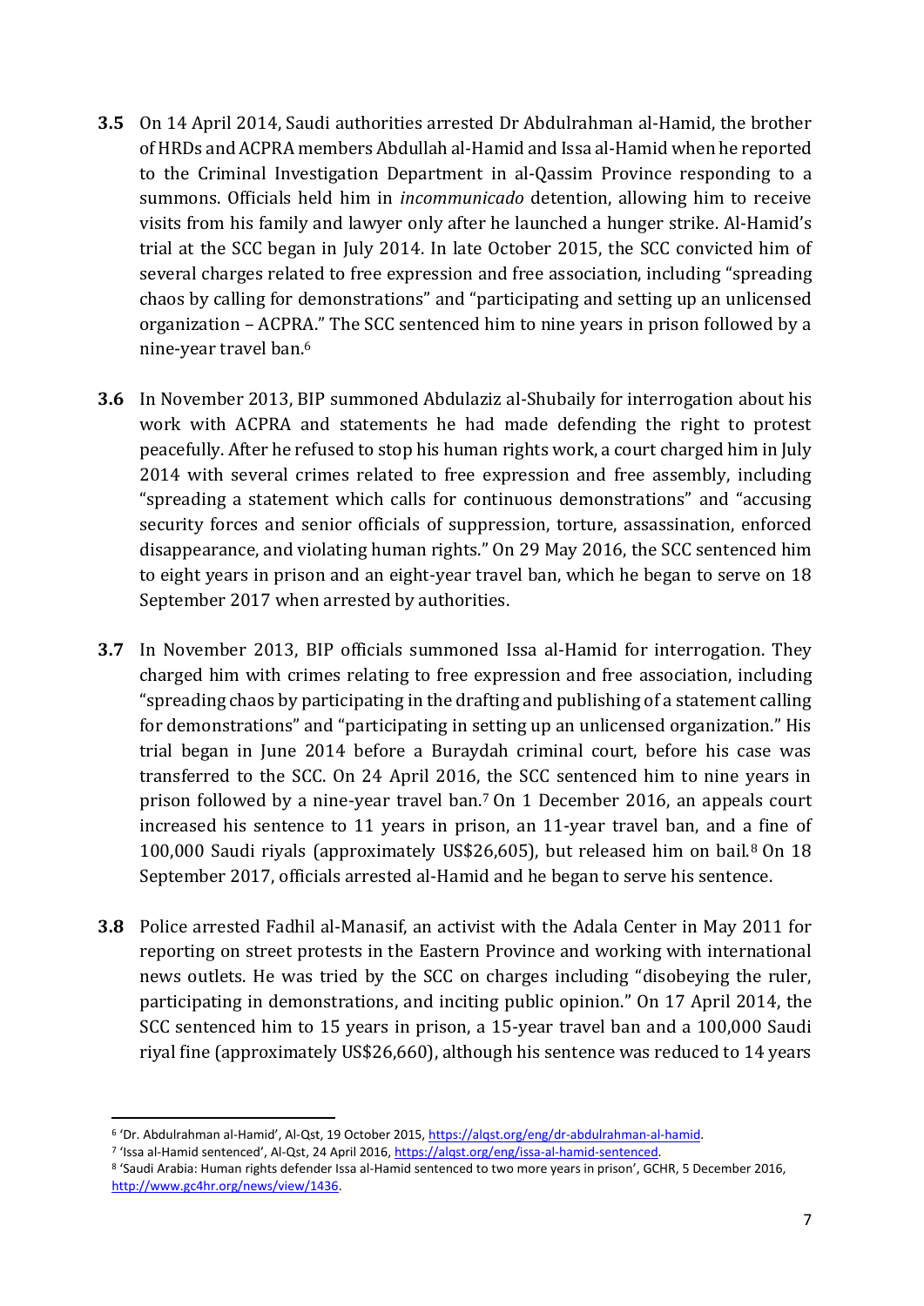**3.5** On 14 April 2014, Saudi authorities arrested Dr Abdulrahman al-Hamid, the brother of HRDs and ACPRA members Abdullah al-Hamid and Issa al-Hamid when he reported to the Criminal Investigation Department in al-Qassim Province responding to a summons. Officials held him in *incommunicado* detention, allowing him to receive visits from his family and lawyer only after he launched a hunger strike. Al-Hamid's trial at the SCC began in July 2014. In late October 2015, the SCC convicted him of several charges related to free expression and free association, including "spreading chaos by calling for demonstrations" and "participating and setting up an unlicensed organization – ACPRA." The SCC sentenced him to nine years in prison followed by a nine-year travel ban.[6]

**3.6** In November 2013, BIP summoned Abdulaziz al-Shubaily for interrogation about his work with ACPRA and statements he had made defending the right to protest peacefully. After he refused to stop his human rights work, a court charged him in July 2014 with several crimes related to free expression and free assembly, including "spreading a statement which calls for continuous demonstrations" and "accusing security forces and senior officials of suppression, torture, assassination, enforced disappearance, and violating human rights." On 29 May 2016, the SCC sentenced him to eight years in prison and an eight-year travel ban, which he began to serve on 18 September 2017 when arrested by authorities.

**3.7** In November 2013, BIP officials summoned Issa al-Hamid for interrogation. They charged him with crimes relating to free expression and free association, including "spreading chaos by participating in the drafting and publishing of a statement calling for demonstrations" and "participating in setting up an unlicensed organization." His trial began in June 2014 before a Buraydah criminal court, before his case was transferred to the SCC. On 24 April 2016, the SCC sentenced him to nine years in prison followed by a nine-year travel ban.[7] On 1 December 2016, an appeals court increased his sentence to 11 years in prison, an 11-year travel ban, and a fine of 100,000 Saudi riyals (approximately US$26,605), but released him on bail.[8] On 18 September 2017, officials arrested al-Hamid and he began to serve his sentence.

**3.8** Police arrested Fadhil al-Manasif, an activist with the Adala Center in May 2011 for reporting on street protests in the Eastern Province and working with international news outlets. He was tried by the SCC on charges including "disobeying the ruler, participating in demonstrations, and inciting public opinion." On 17 April 2014, the SCC sentenced him to 15 years in prison, a 15-year travel ban and a 100,000 Saudi riyal fine (approximately US$26,660), although his sentence was reduced to 14 years

---

[6] 'Dr. Abdulrahman al-Hamid', Al-Qst, 19 October 2015, https://alqst.org/eng/dr-abdulrahman-al-hamid.

[7] 'Issa al-Hamid sentenced', Al-Qst, 24 April 2016, https://alqst.org/eng/issa-al-hamid-sentenced.

[8] 'Saudi Arabia: Human rights defender Issa al-Hamid sentenced to two more years in prison', GCHR, 5 December 2016, http://www.gc4hr.org/news/view/1436.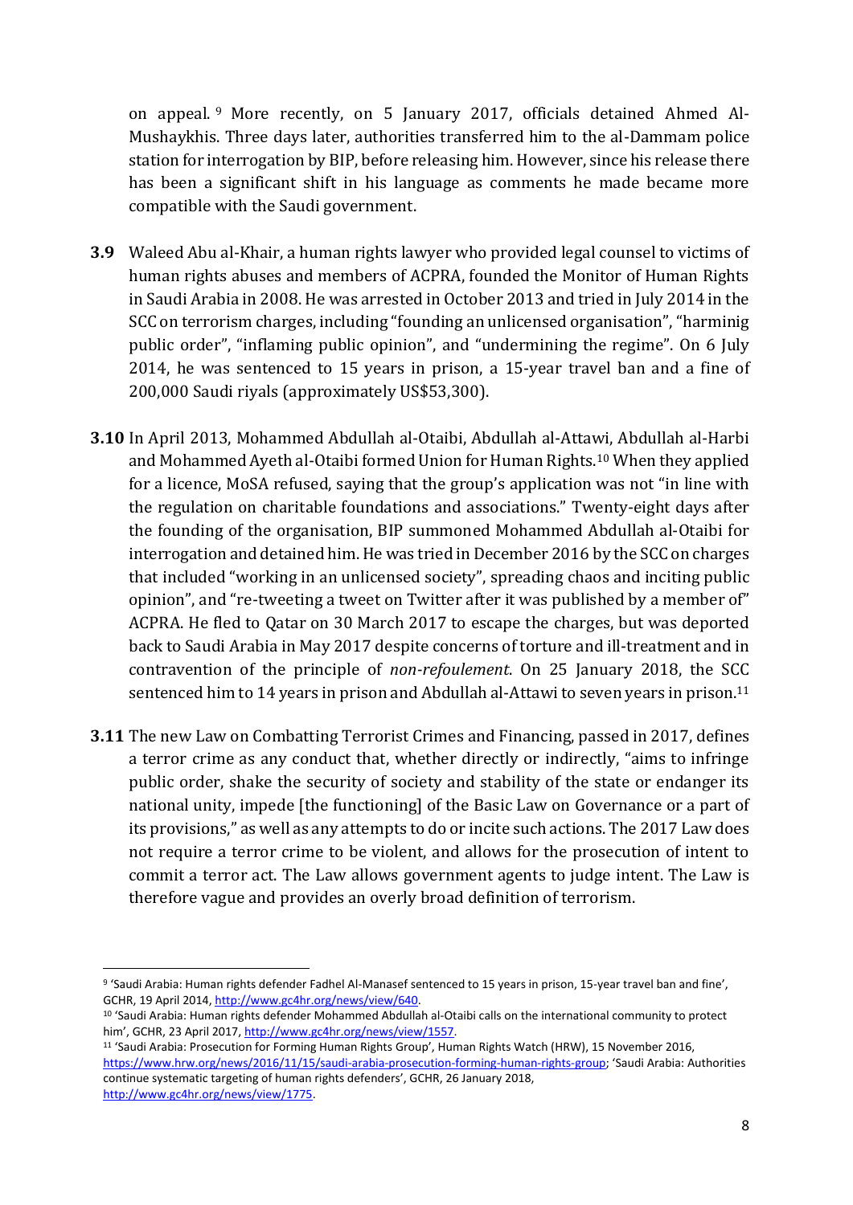on appeal.[9] More recently, on 5 January 2017, officials detained Ahmed Al-Mushaykhis. Three days later, authorities transferred him to the al-Dammam police station for interrogation by BIP, before releasing him. However, since his release there has been a significant shift in his language as comments he made became more compatible with the Saudi government.

**3.9** Waleed Abu al-Khair, a human rights lawyer who provided legal counsel to victims of human rights abuses and members of ACPRA, founded the Monitor of Human Rights in Saudi Arabia in 2008. He was arrested in October 2013 and tried in July 2014 in the SCC on terrorism charges, including "founding an unlicensed organisation", "harminig public order", "inflaming public opinion", and "undermining the regime". On 6 July 2014, he was sentenced to 15 years in prison, a 15-year travel ban and a fine of 200,000 Saudi riyals (approximately US$53,300).

**3.10** In April 2013, Mohammed Abdullah al-Otaibi, Abdullah al-Attawi, Abdullah al-Harbi and Mohammed Ayeth al-Otaibi formed Union for Human Rights.[10] When they applied for a licence, MoSA refused, saying that the group's application was not "in line with the regulation on charitable foundations and associations." Twenty-eight days after the founding of the organisation, BIP summoned Mohammed Abdullah al-Otaibi for interrogation and detained him. He was tried in December 2016 by the SCC on charges that included "working in an unlicensed society", spreading chaos and inciting public opinion", and "re-tweeting a tweet on Twitter after it was published by a member of" ACPRA. He fled to Qatar on 30 March 2017 to escape the charges, but was deported back to Saudi Arabia in May 2017 despite concerns of torture and ill-treatment and in contravention of the principle of *non-refoulement*. On 25 January 2018, the SCC sentenced him to 14 years in prison and Abdullah al-Attawi to seven years in prison.[11]

**3.11** The new Law on Combatting Terrorist Crimes and Financing, passed in 2017, defines a terror crime as any conduct that, whether directly or indirectly, "aims to infringe public order, shake the security of society and stability of the state or endanger its national unity, impede [the functioning] of the Basic Law on Governance or a part of its provisions," as well as any attempts to do or incite such actions. The 2017 Law does not require a terror crime to be violent, and allows for the prosecution of intent to commit a terror act. The Law allows government agents to judge intent. The Law is therefore vague and provides an overly broad definition of terrorism.

---

[9] 'Saudi Arabia: Human rights defender Fadhel Al-Manasef sentenced to 15 years in prison, 15-year travel ban and fine', GCHR, 19 April 2014, http://www.gc4hr.org/news/view/640.

[10] 'Saudi Arabia: Human rights defender Mohammed Abdullah al-Otaibi calls on the international community to protect him', GCHR, 23 April 2017, http://www.gc4hr.org/news/view/1557.

[11] 'Saudi Arabia: Prosecution for Forming Human Rights Group', Human Rights Watch (HRW), 15 November 2016, https://www.hrw.org/news/2016/11/15/saudi-arabia-prosecution-forming-human-rights-group; 'Saudi Arabia: Authorities continue systematic targeting of human rights defenders', GCHR, 26 January 2018, http://www.gc4hr.org/news/view/1775.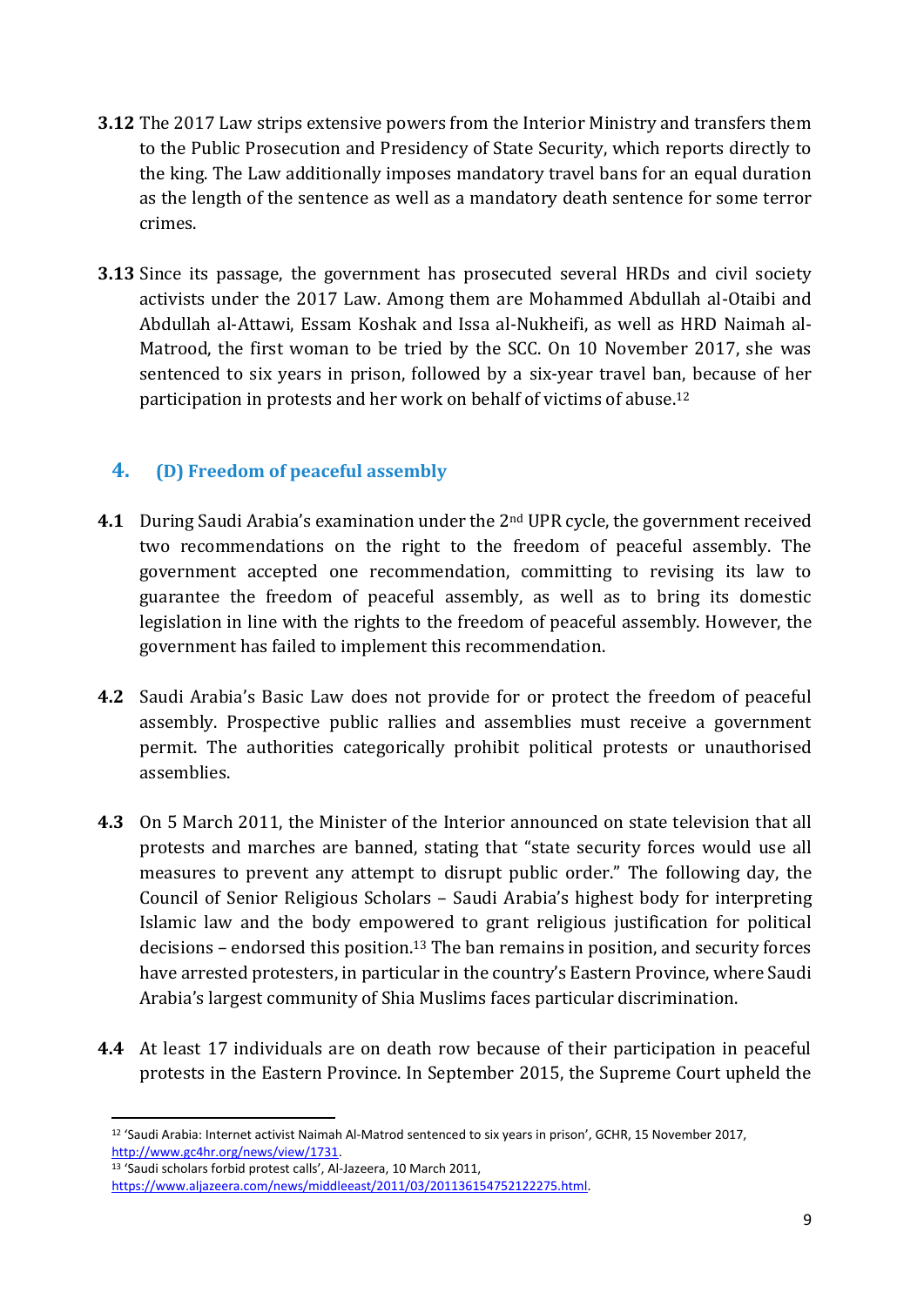**3.12** The 2017 Law strips extensive powers from the Interior Ministry and transfers them to the Public Prosecution and Presidency of State Security, which reports directly to the king. The Law additionally imposes mandatory travel bans for an equal duration as the length of the sentence as well as a mandatory death sentence for some terror crimes.

**3.13** Since its passage, the government has prosecuted several HRDs and civil society activists under the 2017 Law. Among them are Mohammed Abdullah al-Otaibi and Abdullah al-Attawi, Essam Koshak and Issa al-Nukheifi, as well as HRD Naimah al-Matrood, the first woman to be tried by the SCC. On 10 November 2017, she was sentenced to six years in prison, followed by a six-year travel ban, because of her participation in protests and her work on behalf of victims of abuse.[12]

## 4. (D) Freedom of peaceful assembly

**4.1** During Saudi Arabia's examination under the 2nd UPR cycle, the government received two recommendations on the right to the freedom of peaceful assembly. The government accepted one recommendation, committing to revising its law to guarantee the freedom of peaceful assembly, as well as to bring its domestic legislation in line with the rights to the freedom of peaceful assembly. However, the government has failed to implement this recommendation.

**4.2** Saudi Arabia's Basic Law does not provide for or protect the freedom of peaceful assembly. Prospective public rallies and assemblies must receive a government permit. The authorities categorically prohibit political protests or unauthorised assemblies.

**4.3** On 5 March 2011, the Minister of the Interior announced on state television that all protests and marches are banned, stating that "state security forces would use all measures to prevent any attempt to disrupt public order." The following day, the Council of Senior Religious Scholars – Saudi Arabia's highest body for interpreting Islamic law and the body empowered to grant religious justification for political decisions – endorsed this position.[13] The ban remains in position, and security forces have arrested protesters, in particular in the country's Eastern Province, where Saudi Arabia's largest community of Shia Muslims faces particular discrimination.

**4.4** At least 17 individuals are on death row because of their participation in peaceful protests in the Eastern Province. In September 2015, the Supreme Court upheld the

---

[12] 'Saudi Arabia: Internet activist Naimah Al-Matrod sentenced to six years in prison', GCHR, 15 November 2017, http://www.gc4hr.org/news/view/1731.

[13] 'Saudi scholars forbid protest calls', Al-Jazeera, 10 March 2011, https://www.aljazeera.com/news/middleeast/2011/03/201136154752122275.html.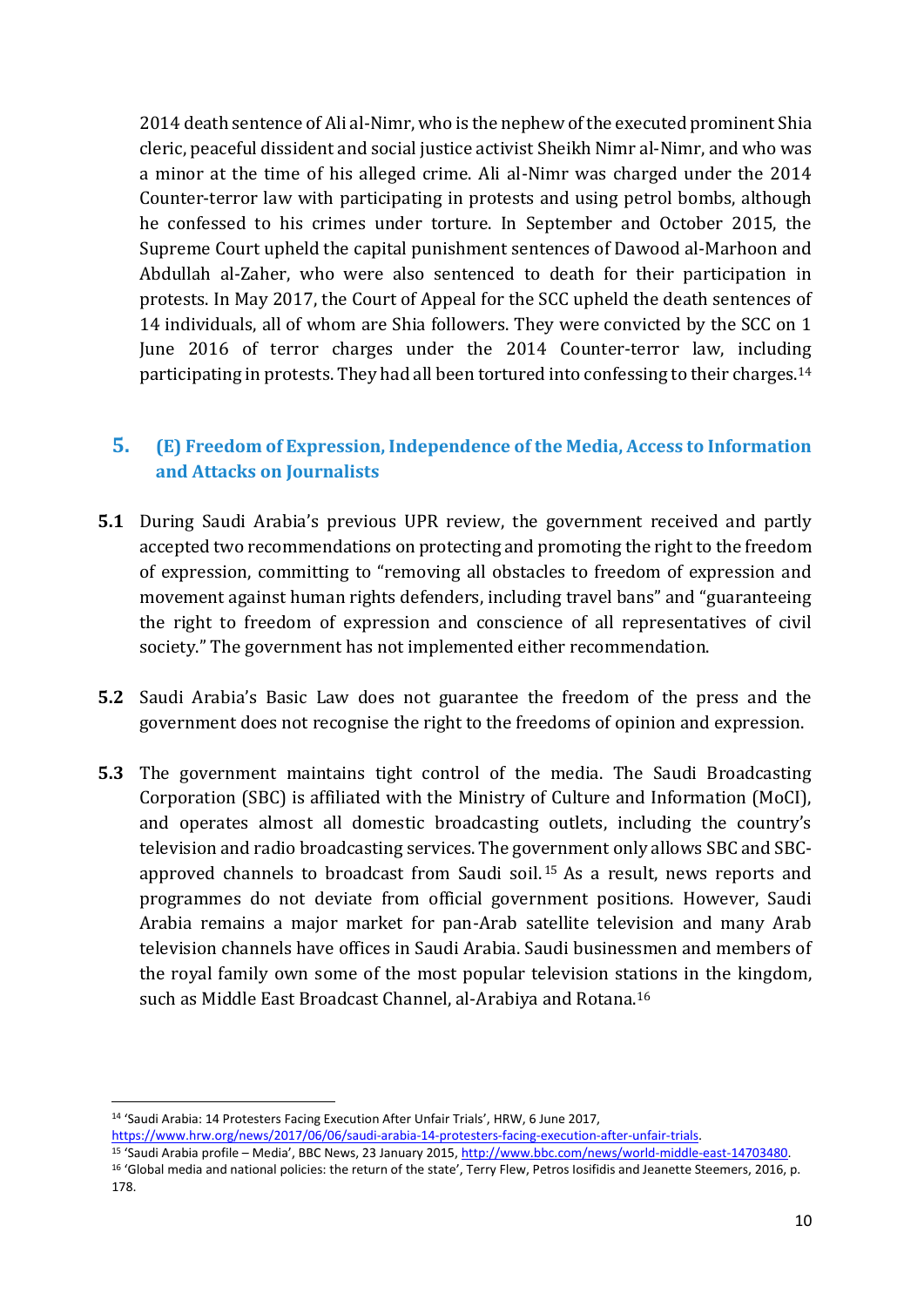2014 death sentence of Ali al-Nimr, who is the nephew of the executed prominent Shia cleric, peaceful dissident and social justice activist Sheikh Nimr al-Nimr, and who was a minor at the time of his alleged crime. Ali al-Nimr was charged under the 2014 Counter-terror law with participating in protests and using petrol bombs, although he confessed to his crimes under torture. In September and October 2015, the Supreme Court upheld the capital punishment sentences of Dawood al-Marhoon and Abdullah al-Zaher, who were also sentenced to death for their participation in protests. In May 2017, the Court of Appeal for the SCC upheld the death sentences of 14 individuals, all of whom are Shia followers. They were convicted by the SCC on 1 June 2016 of terror charges under the 2014 Counter-terror law, including participating in protests. They had all been tortured into confessing to their charges.[14]

## 5. (E) Freedom of Expression, Independence of the Media, Access to Information and Attacks on Journalists

**5.1** During Saudi Arabia's previous UPR review, the government received and partly accepted two recommendations on protecting and promoting the right to the freedom of expression, committing to "removing all obstacles to freedom of expression and movement against human rights defenders, including travel bans" and "guaranteeing the right to freedom of expression and conscience of all representatives of civil society." The government has not implemented either recommendation.

**5.2** Saudi Arabia's Basic Law does not guarantee the freedom of the press and the government does not recognise the right to the freedoms of opinion and expression.

**5.3** The government maintains tight control of the media. The Saudi Broadcasting Corporation (SBC) is affiliated with the Ministry of Culture and Information (MoCI), and operates almost all domestic broadcasting outlets, including the country's television and radio broadcasting services. The government only allows SBC and SBC-approved channels to broadcast from Saudi soil.[15] As a result, news reports and programmes do not deviate from official government positions. However, Saudi Arabia remains a major market for pan-Arab satellite television and many Arab television channels have offices in Saudi Arabia. Saudi businessmen and members of the royal family own some of the most popular television stations in the kingdom, such as Middle East Broadcast Channel, al-Arabiya and Rotana.[16]

---

[14] 'Saudi Arabia: 14 Protesters Facing Execution After Unfair Trials', HRW, 6 June 2017, https://www.hrw.org/news/2017/06/06/saudi-arabia-14-protesters-facing-execution-after-unfair-trials.

[15] 'Saudi Arabia profile – Media', BBC News, 23 January 2015, http://www.bbc.com/news/world-middle-east-14703480.

[16] 'Global media and national policies: the return of the state', Terry Flew, Petros Iosifidis and Jeanette Steemers, 2016, p. 178.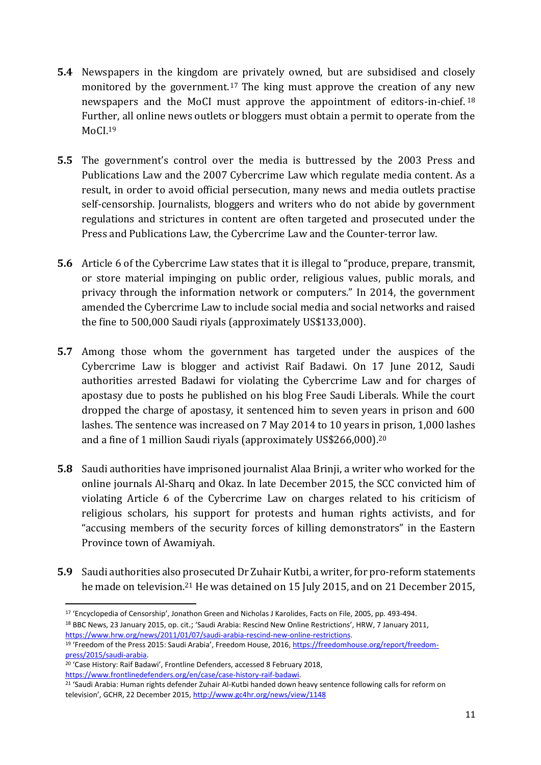**5.4** Newspapers in the kingdom are privately owned, but are subsidised and closely monitored by the government.[17] The king must approve the creation of any new newspapers and the MoCI must approve the appointment of editors-in-chief.[18] Further, all online news outlets or bloggers must obtain a permit to operate from the MoCI.[19]

**5.5** The government's control over the media is buttressed by the 2003 Press and Publications Law and the 2007 Cybercrime Law which regulate media content. As a result, in order to avoid official persecution, many news and media outlets practise self-censorship. Journalists, bloggers and writers who do not abide by government regulations and strictures in content are often targeted and prosecuted under the Press and Publications Law, the Cybercrime Law and the Counter-terror law.

**5.6** Article 6 of the Cybercrime Law states that it is illegal to "produce, prepare, transmit, or store material impinging on public order, religious values, public morals, and privacy through the information network or computers." In 2014, the government amended the Cybercrime Law to include social media and social networks and raised the fine to 500,000 Saudi riyals (approximately US$133,000).

**5.7** Among those whom the government has targeted under the auspices of the Cybercrime Law is blogger and activist Raif Badawi. On 17 June 2012, Saudi authorities arrested Badawi for violating the Cybercrime Law and for charges of apostasy due to posts he published on his blog Free Saudi Liberals. While the court dropped the charge of apostasy, it sentenced him to seven years in prison and 600 lashes. The sentence was increased on 7 May 2014 to 10 years in prison, 1,000 lashes and a fine of 1 million Saudi riyals (approximately US$266,000).[20]

**5.8** Saudi authorities have imprisoned journalist Alaa Brinji, a writer who worked for the online journals Al-Sharq and Okaz. In late December 2015, the SCC convicted him of violating Article 6 of the Cybercrime Law on charges related to his criticism of religious scholars, his support for protests and human rights activists, and for "accusing members of the security forces of killing demonstrators" in the Eastern Province town of Awamiyah.

**5.9** Saudi authorities also prosecuted Dr Zuhair Kutbi, a writer, for pro-reform statements he made on television.[21] He was detained on 15 July 2015, and on 21 December 2015,

---

[17] 'Encyclopedia of Censorship', Jonathon Green and Nicholas J Karolides, Facts on File, 2005, pp. 493-494.

[18] BBC News, 23 January 2015, op. cit.; 'Saudi Arabia: Rescind New Online Restrictions', HRW, 7 January 2011, https://www.hrw.org/news/2011/01/07/saudi-arabia-rescind-new-online-restrictions.

[19] 'Freedom of the Press 2015: Saudi Arabia', Freedom House, 2016, https://freedomhouse.org/report/freedom-press/2015/saudi-arabia.

[20] 'Case History: Raif Badawi', Frontline Defenders, accessed 8 February 2018, https://www.frontlinedefenders.org/en/case/case-history-raif-badawi.

[21] 'Saudi Arabia: Human rights defender Zuhair Al-Kutbi handed down heavy sentence following calls for reform on television', GCHR, 22 December 2015, http://www.gc4hr.org/news/view/1148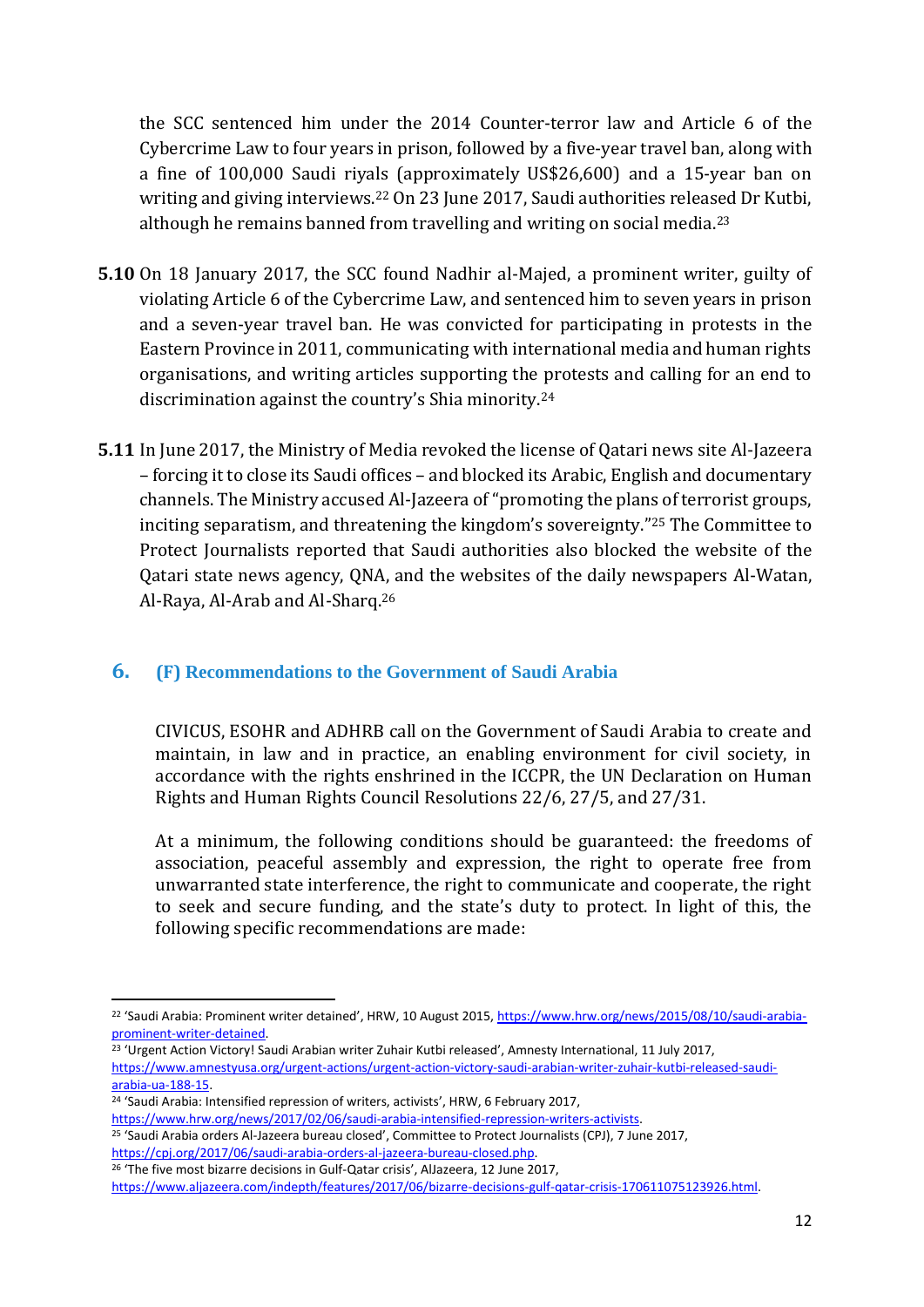the SCC sentenced him under the 2014 Counter-terror law and Article 6 of the Cybercrime Law to four years in prison, followed by a five-year travel ban, along with a fine of 100,000 Saudi riyals (approximately US$26,600) and a 15-year ban on writing and giving interviews.[22] On 23 June 2017, Saudi authorities released Dr Kutbi, although he remains banned from travelling and writing on social media.[23]

**5.10** On 18 January 2017, the SCC found Nadhir al-Majed, a prominent writer, guilty of violating Article 6 of the Cybercrime Law, and sentenced him to seven years in prison and a seven-year travel ban. He was convicted for participating in protests in the Eastern Province in 2011, communicating with international media and human rights organisations, and writing articles supporting the protests and calling for an end to discrimination against the country's Shia minority.[24]

**5.11** In June 2017, the Ministry of Media revoked the license of Qatari news site Al-Jazeera – forcing it to close its Saudi offices – and blocked its Arabic, English and documentary channels. The Ministry accused Al-Jazeera of "promoting the plans of terrorist groups, inciting separatism, and threatening the kingdom's sovereignty."[25] The Committee to Protect Journalists reported that Saudi authorities also blocked the website of the Qatari state news agency, QNA, and the websites of the daily newspapers Al-Watan, Al-Raya, Al-Arab and Al-Sharq.[26]

## 6. (F) Recommendations to the Government of Saudi Arabia

CIVICUS, ESOHR and ADHRB call on the Government of Saudi Arabia to create and maintain, in law and in practice, an enabling environment for civil society, in accordance with the rights enshrined in the ICCPR, the UN Declaration on Human Rights and Human Rights Council Resolutions 22/6, 27/5, and 27/31.

At a minimum, the following conditions should be guaranteed: the freedoms of association, peaceful assembly and expression, the right to operate free from unwarranted state interference, the right to communicate and cooperate, the right to seek and secure funding, and the state's duty to protect. In light of this, the following specific recommendations are made:

---

[22] 'Saudi Arabia: Prominent writer detained', HRW, 10 August 2015, https://www.hrw.org/news/2015/08/10/saudi-arabia-prominent-writer-detained.

[23] 'Urgent Action Victory! Saudi Arabian writer Zuhair Kutbi released', Amnesty International, 11 July 2017, https://www.amnestyusa.org/urgent-actions/urgent-action-victory-saudi-arabian-writer-zuhair-kutbi-released-saudi-arabia-ua-188-15.

[24] 'Saudi Arabia: Intensified repression of writers, activists', HRW, 6 February 2017, https://www.hrw.org/news/2017/02/06/saudi-arabia-intensified-repression-writers-activists.

[25] 'Saudi Arabia orders Al-Jazeera bureau closed', Committee to Protect Journalists (CPJ), 7 June 2017, https://cpj.org/2017/06/saudi-arabia-orders-al-jazeera-bureau-closed.php.

[26] 'The five most bizarre decisions in Gulf-Qatar crisis', AlJazeera, 12 June 2017, https://www.aljazeera.com/indepth/features/2017/06/bizarre-decisions-gulf-qatar-crisis-170611075123926.html.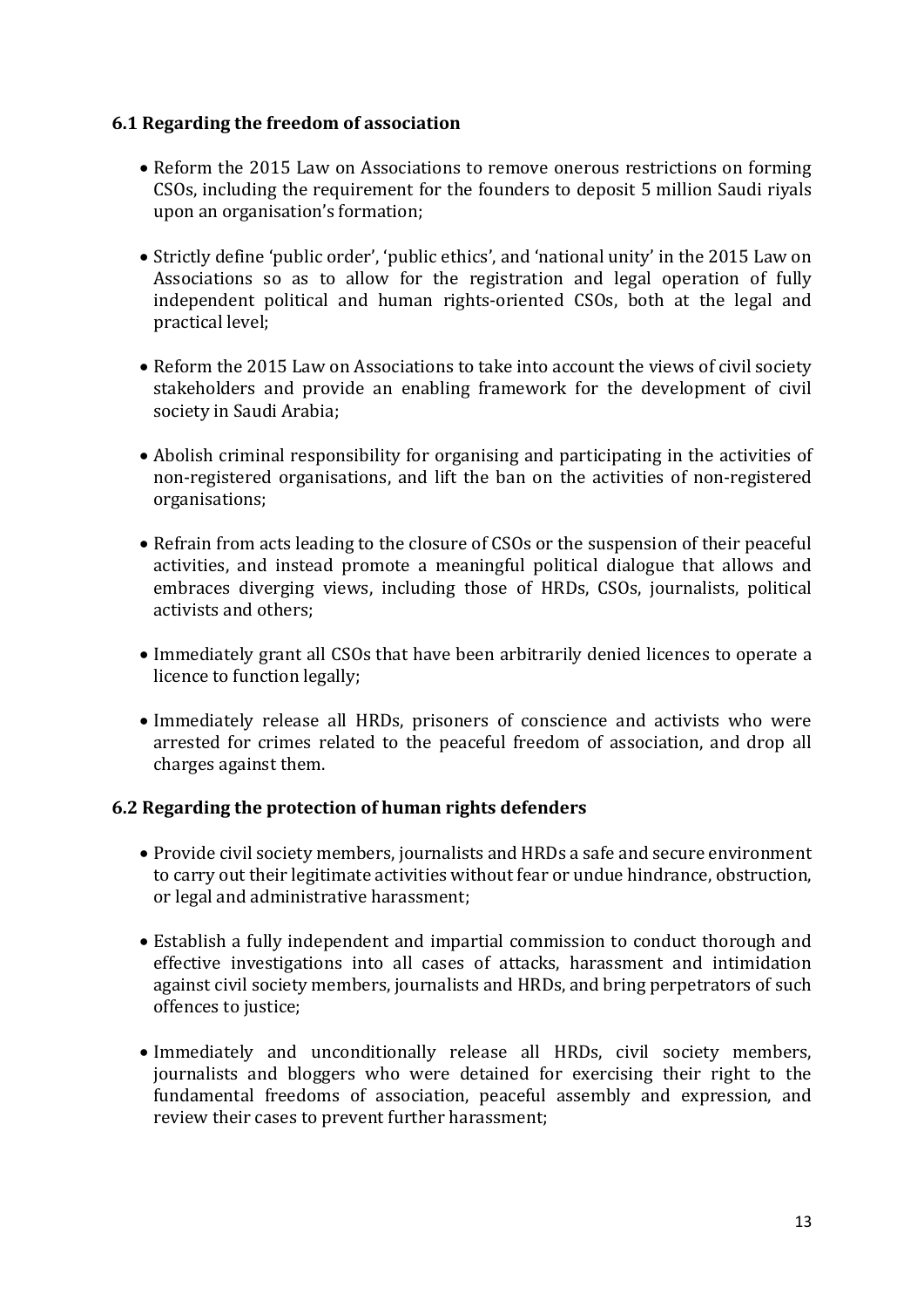### 6.1 Regarding the freedom of association

- Reform the 2015 Law on Associations to remove onerous restrictions on forming CSOs, including the requirement for the founders to deposit 5 million Saudi riyals upon an organisation's formation;

- Strictly define 'public order', 'public ethics', and 'national unity' in the 2015 Law on Associations so as to allow for the registration and legal operation of fully independent political and human rights-oriented CSOs, both at the legal and practical level;

- Reform the 2015 Law on Associations to take into account the views of civil society stakeholders and provide an enabling framework for the development of civil society in Saudi Arabia;

- Abolish criminal responsibility for organising and participating in the activities of non-registered organisations, and lift the ban on the activities of non-registered organisations;

- Refrain from acts leading to the closure of CSOs or the suspension of their peaceful activities, and instead promote a meaningful political dialogue that allows and embraces diverging views, including those of HRDs, CSOs, journalists, political activists and others;

- Immediately grant all CSOs that have been arbitrarily denied licences to operate a licence to function legally;

- Immediately release all HRDs, prisoners of conscience and activists who were arrested for crimes related to the peaceful freedom of association, and drop all charges against them.

### 6.2 Regarding the protection of human rights defenders

- Provide civil society members, journalists and HRDs a safe and secure environment to carry out their legitimate activities without fear or undue hindrance, obstruction, or legal and administrative harassment;

- Establish a fully independent and impartial commission to conduct thorough and effective investigations into all cases of attacks, harassment and intimidation against civil society members, journalists and HRDs, and bring perpetrators of such offences to justice;

- Immediately and unconditionally release all HRDs, civil society members, journalists and bloggers who were detained for exercising their right to the fundamental freedoms of association, peaceful assembly and expression, and review their cases to prevent further harassment;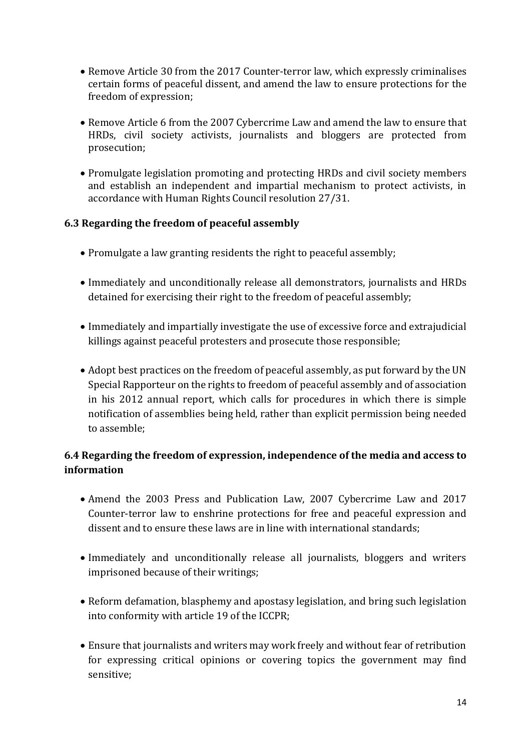- Remove Article 30 from the 2017 Counter-terror law, which expressly criminalises certain forms of peaceful dissent, and amend the law to ensure protections for the freedom of expression;

- Remove Article 6 from the 2007 Cybercrime Law and amend the law to ensure that HRDs, civil society activists, journalists and bloggers are protected from prosecution;

- Promulgate legislation promoting and protecting HRDs and civil society members and establish an independent and impartial mechanism to protect activists, in accordance with Human Rights Council resolution 27/31.

### 6.3 Regarding the freedom of peaceful assembly

- Promulgate a law granting residents the right to peaceful assembly;

- Immediately and unconditionally release all demonstrators, journalists and HRDs detained for exercising their right to the freedom of peaceful assembly;

- Immediately and impartially investigate the use of excessive force and extrajudicial killings against peaceful protesters and prosecute those responsible;

- Adopt best practices on the freedom of peaceful assembly, as put forward by the UN Special Rapporteur on the rights to freedom of peaceful assembly and of association in his 2012 annual report, which calls for procedures in which there is simple notification of assemblies being held, rather than explicit permission being needed to assemble;

### 6.4 Regarding the freedom of expression, independence of the media and access to information

- Amend the 2003 Press and Publication Law, 2007 Cybercrime Law and 2017 Counter-terror law to enshrine protections for free and peaceful expression and dissent and to ensure these laws are in line with international standards;

- Immediately and unconditionally release all journalists, bloggers and writers imprisoned because of their writings;

- Reform defamation, blasphemy and apostasy legislation, and bring such legislation into conformity with article 19 of the ICCPR;

- Ensure that journalists and writers may work freely and without fear of retribution for expressing critical opinions or covering topics the government may find sensitive;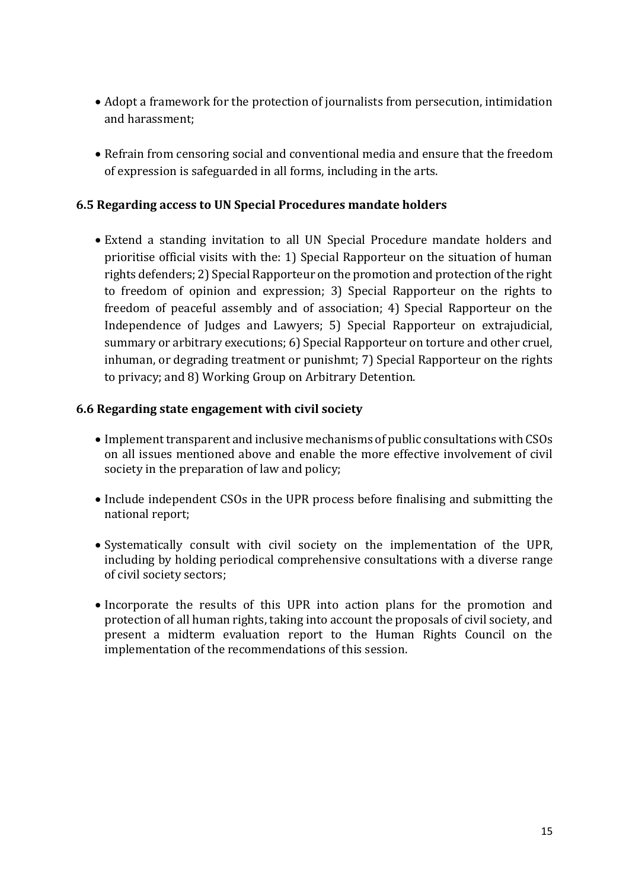- Adopt a framework for the protection of journalists from persecution, intimidation and harassment;

- Refrain from censoring social and conventional media and ensure that the freedom of expression is safeguarded in all forms, including in the arts.

### 6.5 Regarding access to UN Special Procedures mandate holders

- Extend a standing invitation to all UN Special Procedure mandate holders and prioritise official visits with the: 1) Special Rapporteur on the situation of human rights defenders; 2) Special Rapporteur on the promotion and protection of the right to freedom of opinion and expression; 3) Special Rapporteur on the rights to freedom of peaceful assembly and of association; 4) Special Rapporteur on the Independence of Judges and Lawyers; 5) Special Rapporteur on extrajudicial, summary or arbitrary executions; 6) Special Rapporteur on torture and other cruel, inhuman, or degrading treatment or punishmt; 7) Special Rapporteur on the rights to privacy; and 8) Working Group on Arbitrary Detention.

### 6.6 Regarding state engagement with civil society

- Implement transparent and inclusive mechanisms of public consultations with CSOs on all issues mentioned above and enable the more effective involvement of civil society in the preparation of law and policy;

- Include independent CSOs in the UPR process before finalising and submitting the national report;

- Systematically consult with civil society on the implementation of the UPR, including by holding periodical comprehensive consultations with a diverse range of civil society sectors;

- Incorporate the results of this UPR into action plans for the promotion and protection of all human rights, taking into account the proposals of civil society, and present a midterm evaluation report to the Human Rights Council on the implementation of the recommendations of this session.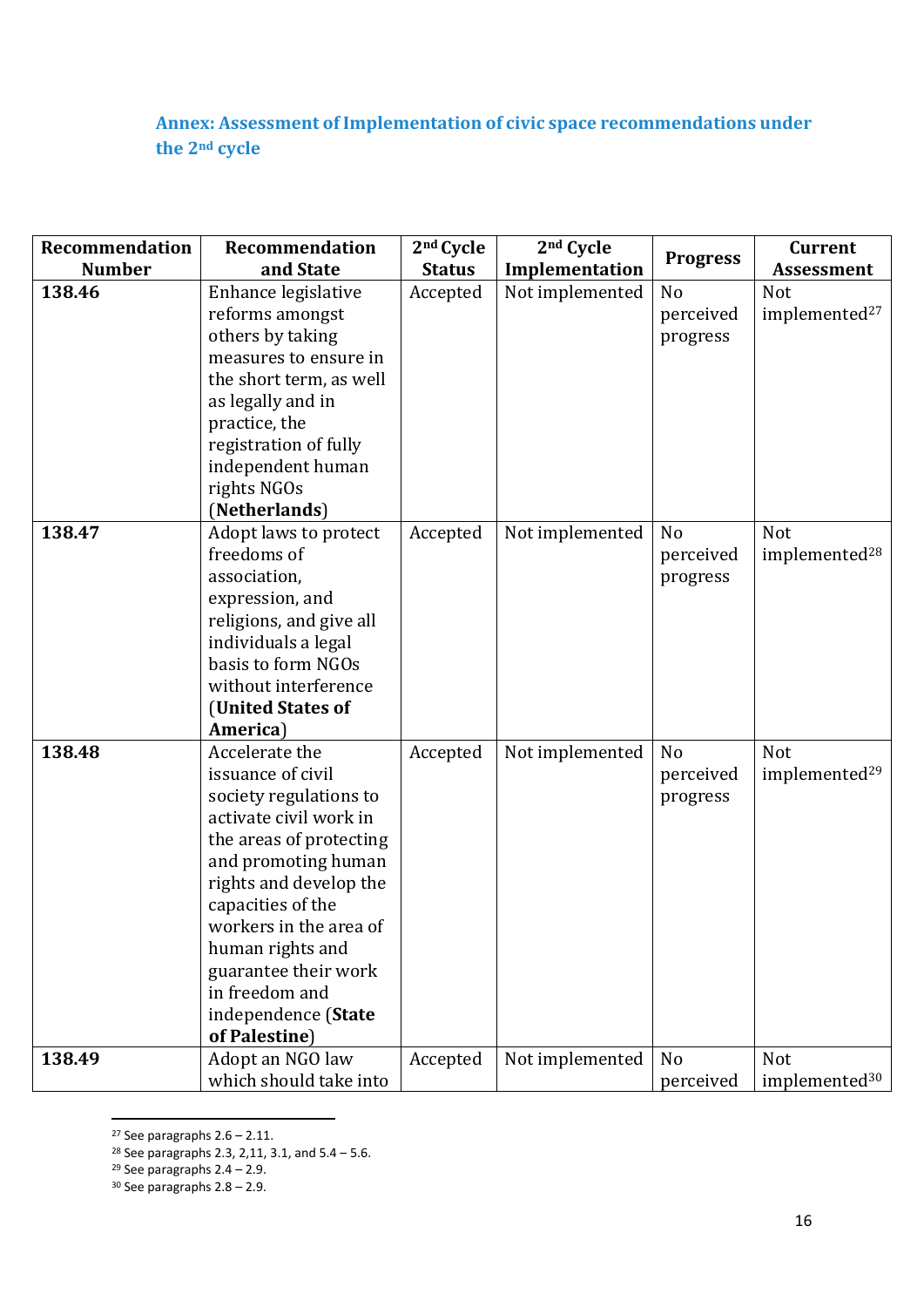### Annex: Assessment of Implementation of civic space recommendations under the 2nd cycle

| Recommendation Number | Recommendation and State | 2nd Cycle Status | 2nd Cycle Implementation | Progress | Current Assessment |
|---|---|---|---|---|---|
| **138.46** | Enhance legislative reforms amongst others by taking measures to ensure in the short term, as well as legally and in practice, the registration of fully independent human rights NGOs (**Netherlands**) | Accepted | Not implemented | No perceived progress | Not implemented[27] |
| **138.47** | Adopt laws to protect freedoms of association, expression, and religions, and give all individuals a legal basis to form NGOs without interference (**United States of America**) | Accepted | Not implemented | No perceived progress | Not implemented[28] |
| **138.48** | Accelerate the issuance of civil society regulations to activate civil work in the areas of protecting and promoting human rights and develop the capacities of the workers in the area of human rights and guarantee their work in freedom and independence (**State of Palestine**) | Accepted | Not implemented | No perceived progress | Not implemented[29] |
| **138.49** | Adopt an NGO law which should take into | Accepted | Not implemented | No perceived | Not implemented[30] |

[27] See paragraphs 2.6 – 2.11.

[28] See paragraphs 2.3, 2,11, 3.1, and 5.4 – 5.6.

[29] See paragraphs 2.4 – 2.9.

[30] See paragraphs 2.8 – 2.9.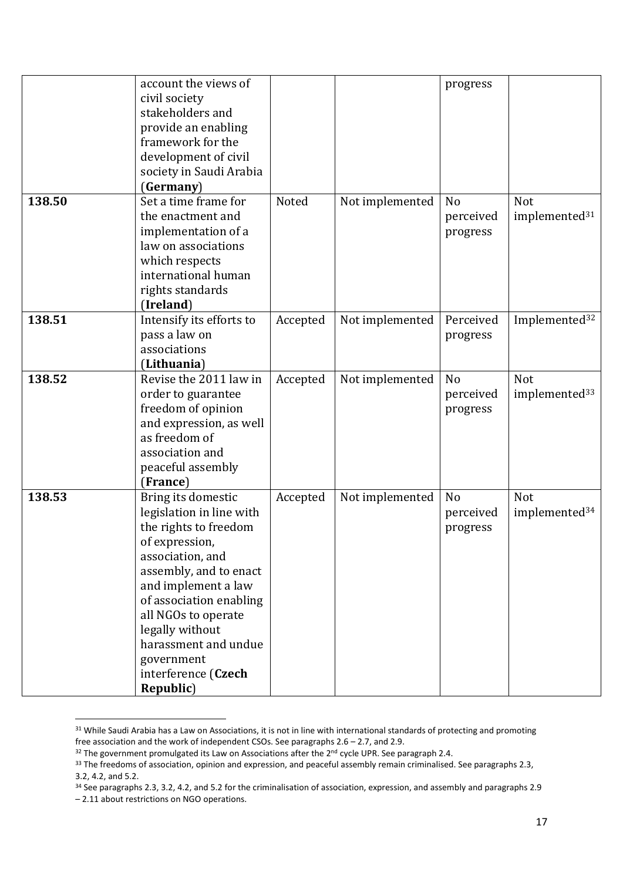| | | | | | |
|---|---|---|---|---|---|
| | account the views of civil society stakeholders and provide an enabling framework for the development of civil society in Saudi Arabia (**Germany**) | | | progress | |
| **138.50** | Set a time frame for the enactment and implementation of a law on associations which respects international human rights standards (**Ireland**) | Noted | Not implemented | No perceived progress | Not implemented[31] |
| **138.51** | Intensify its efforts to pass a law on associations (**Lithuania**) | Accepted | Not implemented | Perceived progress | Implemented[32] |
| **138.52** | Revise the 2011 law in order to guarantee freedom of opinion and expression, as well as freedom of association and peaceful assembly (**France**) | Accepted | Not implemented | No perceived progress | Not implemented[33] |
| **138.53** | Bring its domestic legislation in line with the rights to freedom of expression, association, and assembly, and to enact and implement a law of association enabling all NGOs to operate legally without harassment and undue government interference (**Czech Republic**) | Accepted | Not implemented | No perceived progress | Not implemented[34] |

[31] While Saudi Arabia has a Law on Associations, it is not in line with international standards of protecting and promoting free association and the work of independent CSOs. See paragraphs 2.6 – 2.7, and 2.9.

[32] The government promulgated its Law on Associations after the 2nd cycle UPR. See paragraph 2.4.

[33] The freedoms of association, opinion and expression, and peaceful assembly remain criminalised. See paragraphs 2.3, 3.2, 4.2, and 5.2.

[34] See paragraphs 2.3, 3.2, 4.2, and 5.2 for the criminalisation of association, expression, and assembly and paragraphs 2.9 – 2.11 about restrictions on NGO operations.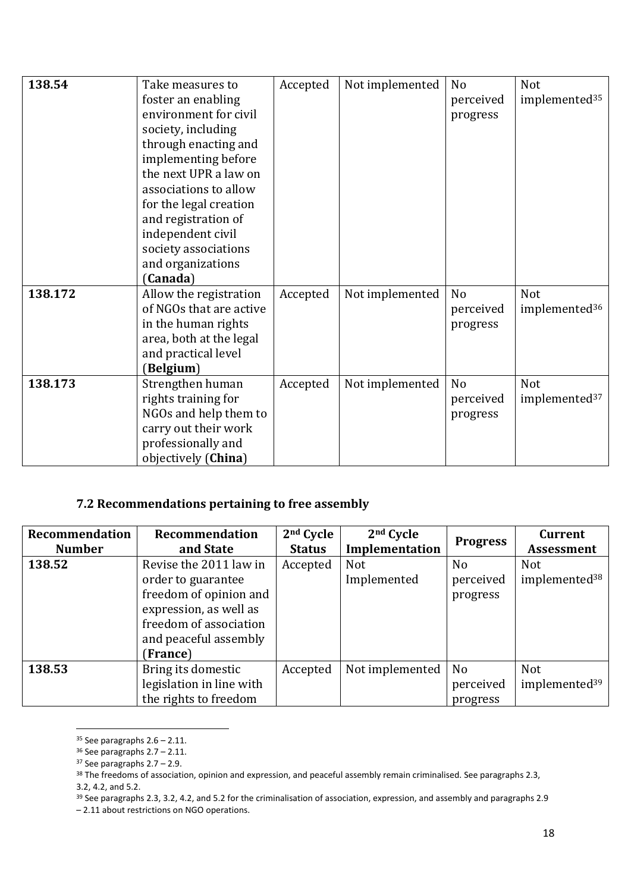| | | | | | |
|---|---|---|---|---|---|
| **138.54** | Take measures to foster an enabling environment for civil society, including through enacting and implementing before the next UPR a law on associations to allow for the legal creation and registration of independent civil society associations and organizations (**Canada**) | Accepted | Not implemented | No perceived progress | Not implemented[35] |
| **138.172** | Allow the registration of NGOs that are active in the human rights area, both at the legal and practical level (**Belgium**) | Accepted | Not implemented | No perceived progress | Not implemented[36] |
| **138.173** | Strengthen human rights training for NGOs and help them to carry out their work professionally and objectively (**China**) | Accepted | Not implemented | No perceived progress | Not implemented[37] |

### 7.2 Recommendations pertaining to free assembly

| Recommendation Number | Recommendation and State | 2nd Cycle Status | 2nd Cycle Implementation | Progress | Current Assessment |
|---|---|---|---|---|---|
| **138.52** | Revise the 2011 law in order to guarantee freedom of opinion and expression, as well as freedom of association and peaceful assembly (**France**) | Accepted | Not Implemented | No perceived progress | Not implemented[38] |
| **138.53** | Bring its domestic legislation in line with the rights to freedom | Accepted | Not implemented | No perceived progress | Not implemented[39] |

[35] See paragraphs 2.6 – 2.11.

[36] See paragraphs 2.7 – 2.11.

[37] See paragraphs 2.7 – 2.9.

[38] The freedoms of association, opinion and expression, and peaceful assembly remain criminalised. See paragraphs 2.3, 3.2, 4.2, and 5.2.

[39] See paragraphs 2.3, 3.2, 4.2, and 5.2 for the criminalisation of association, expression, and assembly and paragraphs 2.9 – 2.11 about restrictions on NGO operations.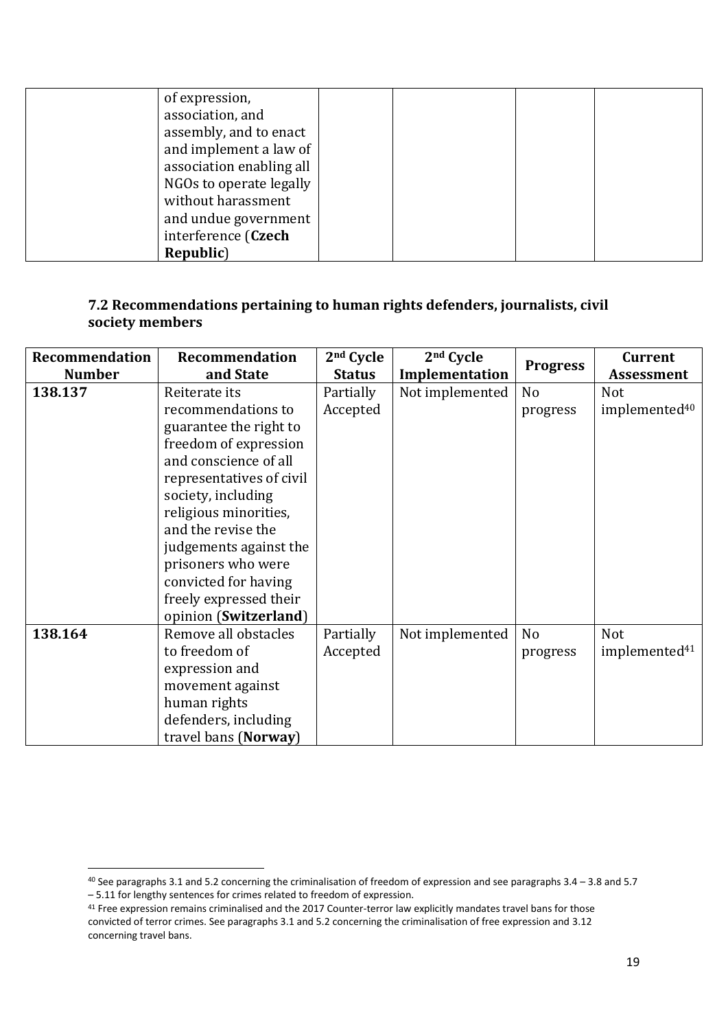| | | | | | |
|---|---|---|---|---|---|
| | of expression, association, and assembly, and to enact and implement a law of association enabling all NGOs to operate legally without harassment and undue government interference (**Czech Republic**) | | | | |

### 7.2 Recommendations pertaining to human rights defenders, journalists, civil society members

| Recommendation Number | Recommendation and State | 2nd Cycle Status | 2nd Cycle Implementation | Progress | Current Assessment |
|---|---|---|---|---|---|
| **138.137** | Reiterate its recommendations to guarantee the right to freedom of expression and conscience of all representatives of civil society, including religious minorities, and the revise the judgements against the prisoners who were convicted for having freely expressed their opinion (**Switzerland**) | Partially Accepted | Not implemented | No progress | Not implemented[40] |
| **138.164** | Remove all obstacles to freedom of expression and movement against human rights defenders, including travel bans (**Norway**) | Partially Accepted | Not implemented | No progress | Not implemented[41] |

[40] See paragraphs 3.1 and 5.2 concerning the criminalisation of freedom of expression and see paragraphs 3.4 – 3.8 and 5.7 – 5.11 for lengthy sentences for crimes related to freedom of expression.

[41] Free expression remains criminalised and the 2017 Counter-terror law explicitly mandates travel bans for those convicted of terror crimes. See paragraphs 3.1 and 5.2 concerning the criminalisation of free expression and 3.12 concerning travel bans.